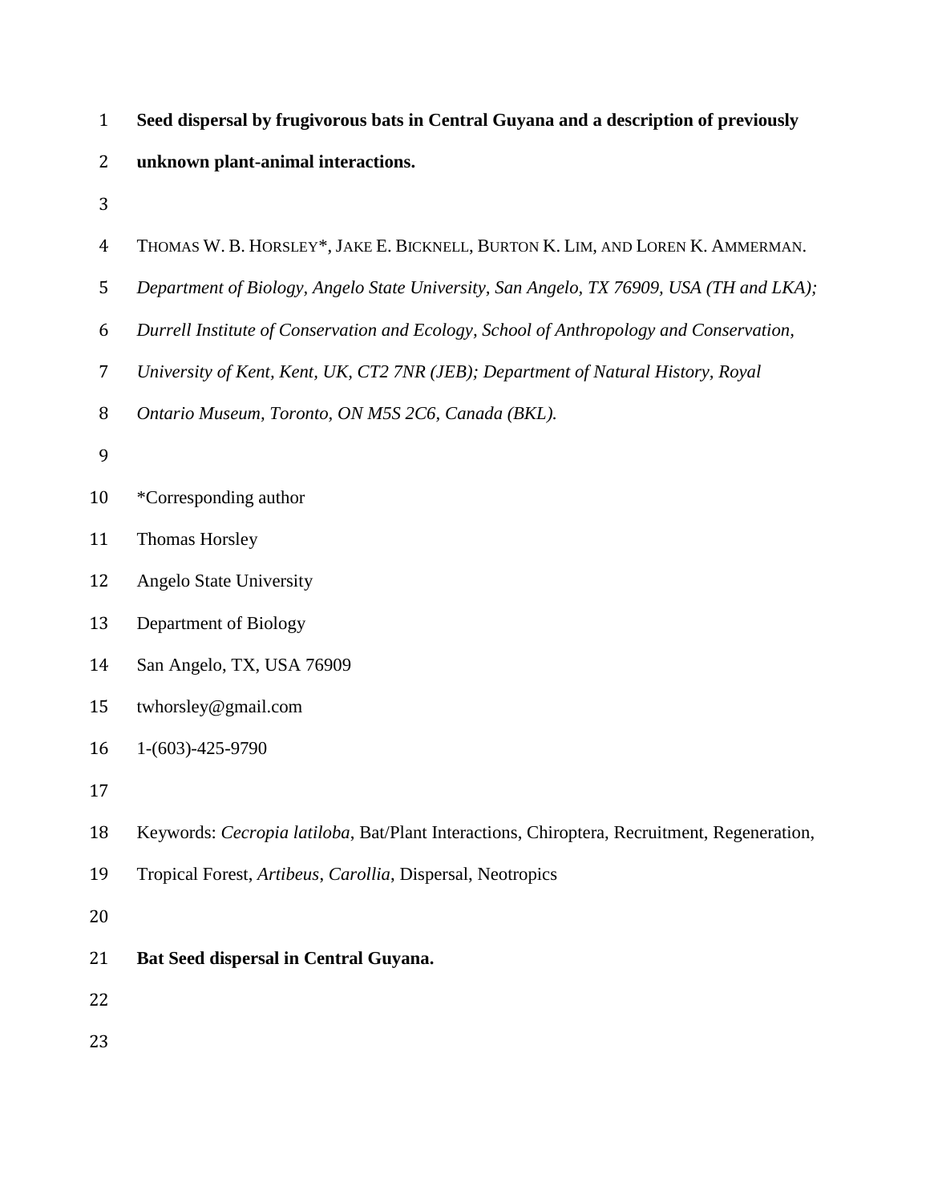# Seed dispersal by frugivorous bats in Central Guyana and a description of previously unknown plant-animal interactions.

THOMAS W. B. HORSLEY*, JAKE E. BICKNELL, BURTON K. LIM, AND LOREN K. AMMERMAN.

*Department of Biology, Angelo State University, San Angelo, TX 76909, USA (TH and LKA); Durrell Institute of Conservation and Ecology, School of Anthropology and Conservation, University of Kent, Kent, UK, CT2 7NR (JEB); Department of Natural History, Royal Ontario Museum, Toronto, ON M5S 2C6, Canada (BKL).*

*Corresponding author

Thomas Horsley

Angelo State University

Department of Biology

San Angelo, TX, USA 76909

twhorsley@gmail.com

1-(603)-425-9790

Keywords: *Cecropia latiloba*, Bat/Plant Interactions, Chiroptera, Recruitment, Regeneration, Tropical Forest, *Artibeus*, *Carollia*, Dispersal, Neotropics

**Bat Seed dispersal in Central Guyana.**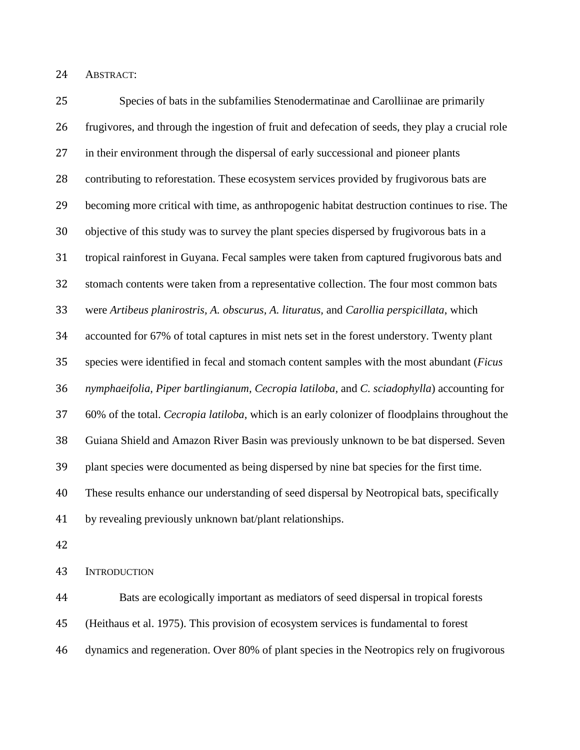## ABSTRACT:

Species of bats in the subfamilies Stenodermatinae and Carolliinae are primarily frugivores, and through the ingestion of fruit and defecation of seeds, they play a crucial role in their environment through the dispersal of early successional and pioneer plants contributing to reforestation. These ecosystem services provided by frugivorous bats are becoming more critical with time, as anthropogenic habitat destruction continues to rise. The objective of this study was to survey the plant species dispersed by frugivorous bats in a tropical rainforest in Guyana. Fecal samples were taken from captured frugivorous bats and stomach contents were taken from a representative collection. The four most common bats were *Artibeus planirostris*, *A. obscurus*, *A. lituratus*, and *Carollia perspicillata*, which accounted for 67% of total captures in mist nets set in the forest understory. Twenty plant species were identified in fecal and stomach content samples with the most abundant (*Ficus nymphaeifolia, Piper bartlingianum, Cecropia latiloba,* and *C. sciadophylla*) accounting for 60% of the total. *Cecropia latiloba*, which is an early colonizer of floodplains throughout the Guiana Shield and Amazon River Basin was previously unknown to be bat dispersed. Seven plant species were documented as being dispersed by nine bat species for the first time. These results enhance our understanding of seed dispersal by Neotropical bats, specifically by revealing previously unknown bat/plant relationships.

## INTRODUCTION

Bats are ecologically important as mediators of seed dispersal in tropical forests (Heithaus et al. 1975). This provision of ecosystem services is fundamental to forest dynamics and regeneration. Over 80% of plant species in the Neotropics rely on frugivorous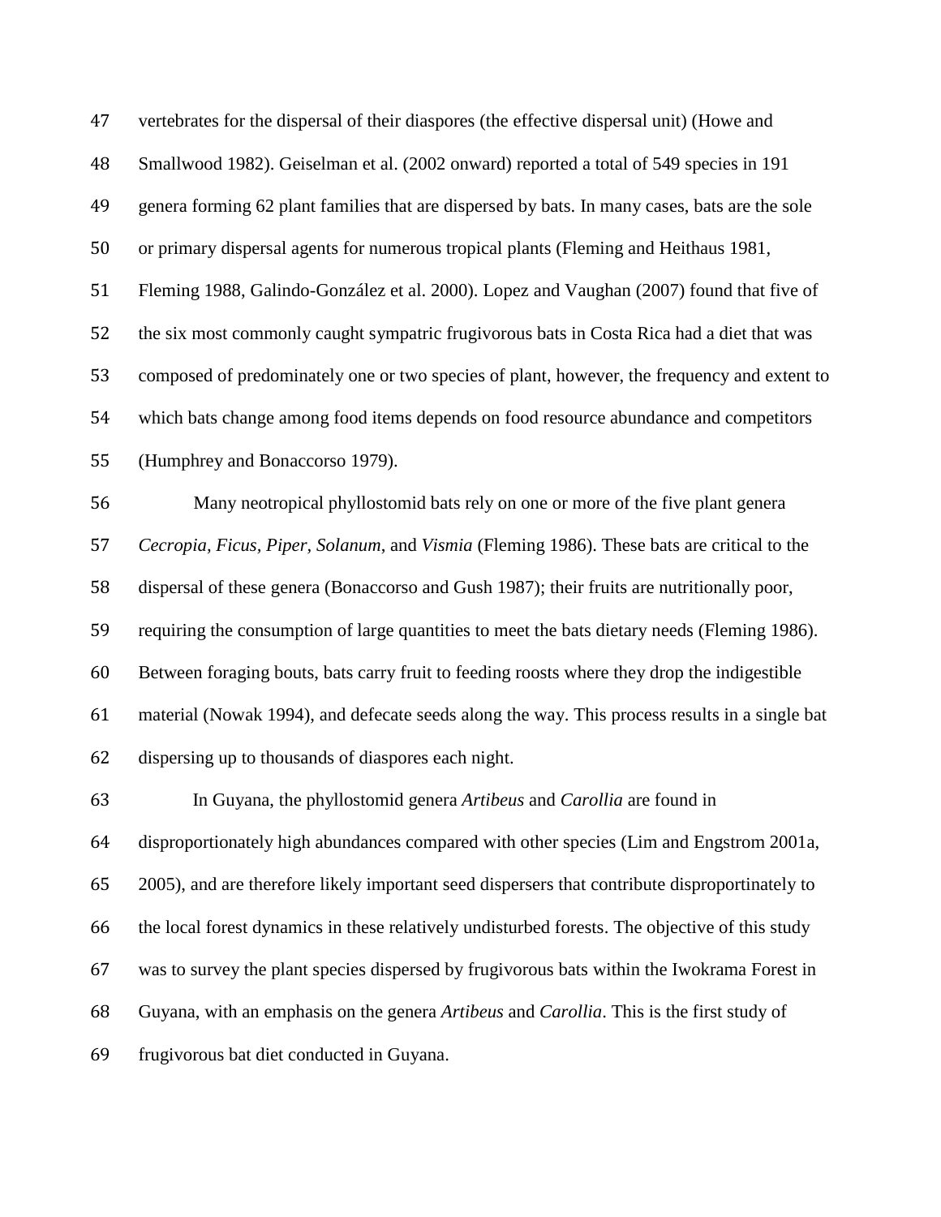vertebrates for the dispersal of their diaspores (the effective dispersal unit) (Howe and Smallwood 1982). Geiselman et al. (2002 onward) reported a total of 549 species in 191 genera forming 62 plant families that are dispersed by bats. In many cases, bats are the sole or primary dispersal agents for numerous tropical plants (Fleming and Heithaus 1981, Fleming 1988, Galindo-González et al. 2000). Lopez and Vaughan (2007) found that five of the six most commonly caught sympatric frugivorous bats in Costa Rica had a diet that was composed of predominately one or two species of plant, however, the frequency and extent to which bats change among food items depends on food resource abundance and competitors (Humphrey and Bonaccorso 1979).

Many neotropical phyllostomid bats rely on one or more of the five plant genera *Cecropia, Ficus, Piper, Solanum*, and *Vismia* (Fleming 1986). These bats are critical to the dispersal of these genera (Bonaccorso and Gush 1987); their fruits are nutritionally poor, requiring the consumption of large quantities to meet the bats dietary needs (Fleming 1986). Between foraging bouts, bats carry fruit to feeding roosts where they drop the indigestible material (Nowak 1994), and defecate seeds along the way. This process results in a single bat dispersing up to thousands of diaspores each night.

In Guyana, the phyllostomid genera *Artibeus* and *Carollia* are found in disproportionately high abundances compared with other species (Lim and Engstrom 2001a, 2005), and are therefore likely important seed dispersers that contribute disproportinately to the local forest dynamics in these relatively undisturbed forests. The objective of this study was to survey the plant species dispersed by frugivorous bats within the Iwokrama Forest in Guyana, with an emphasis on the genera *Artibeus* and *Carollia*. This is the first study of frugivorous bat diet conducted in Guyana.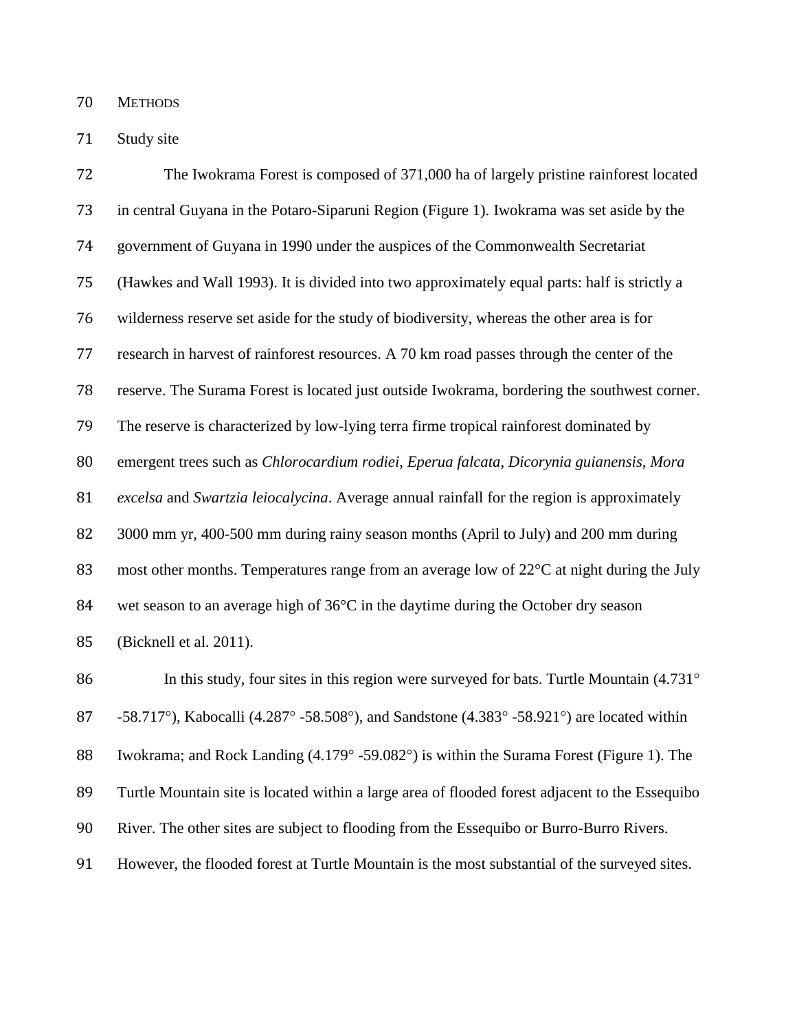## METHODS

### Study site

The Iwokrama Forest is composed of 371,000 ha of largely pristine rainforest located in central Guyana in the Potaro-Siparuni Region (Figure 1). Iwokrama was set aside by the government of Guyana in 1990 under the auspices of the Commonwealth Secretariat (Hawkes and Wall 1993). It is divided into two approximately equal parts: half is strictly a wilderness reserve set aside for the study of biodiversity, whereas the other area is for research in harvest of rainforest resources. A 70 km road passes through the center of the reserve. The Surama Forest is located just outside Iwokrama, bordering the southwest corner. The reserve is characterized by low-lying terra firme tropical rainforest dominated by emergent trees such as *Chlorocardium rodiei*, *Eperua falcata*, *Dicorynia guianensis*, *Mora excelsa* and *Swartzia leiocalycina*. Average annual rainfall for the region is approximately 3000 mm yr, 400-500 mm during rainy season months (April to July) and 200 mm during most other months. Temperatures range from an average low of 22°C at night during the July wet season to an average high of 36°C in the daytime during the October dry season (Bicknell et al. 2011).

In this study, four sites in this region were surveyed for bats. Turtle Mountain (4.731° -58.717°), Kabocalli (4.287° -58.508°), and Sandstone (4.383° -58.921°) are located within Iwokrama; and Rock Landing (4.179° -59.082°) is within the Surama Forest (Figure 1). The Turtle Mountain site is located within a large area of flooded forest adjacent to the Essequibo River. The other sites are subject to flooding from the Essequibo or Burro-Burro Rivers. However, the flooded forest at Turtle Mountain is the most substantial of the surveyed sites.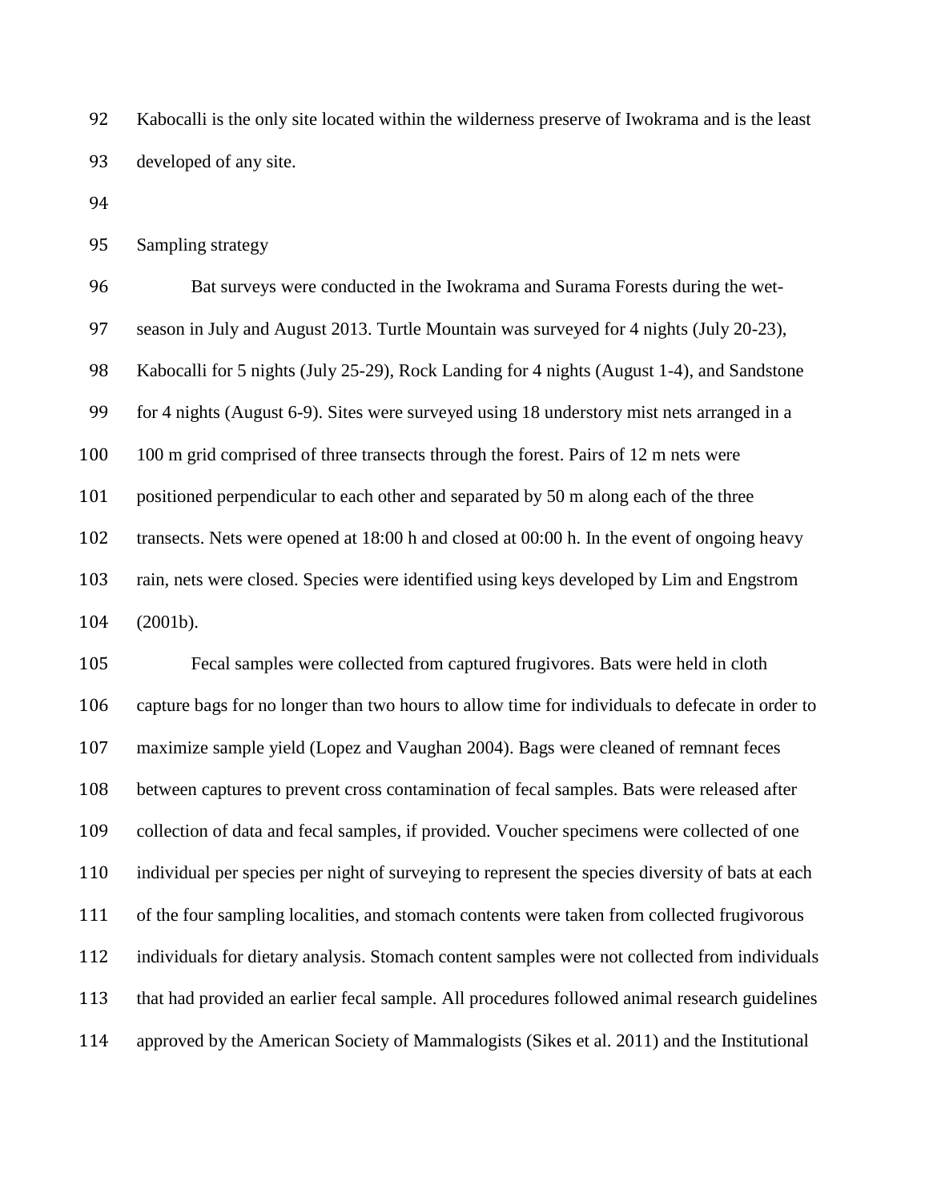Kabocalli is the only site located within the wilderness preserve of Iwokrama and is the least developed of any site.

## Sampling strategy

Bat surveys were conducted in the Iwokrama and Surama Forests during the wet-season in July and August 2013. Turtle Mountain was surveyed for 4 nights (July 20-23), Kabocalli for 5 nights (July 25-29), Rock Landing for 4 nights (August 1-4), and Sandstone for 4 nights (August 6-9). Sites were surveyed using 18 understory mist nets arranged in a 100 m grid comprised of three transects through the forest. Pairs of 12 m nets were positioned perpendicular to each other and separated by 50 m along each of the three transects. Nets were opened at 18:00 h and closed at 00:00 h. In the event of ongoing heavy rain, nets were closed. Species were identified using keys developed by Lim and Engstrom (2001b).

Fecal samples were collected from captured frugivores. Bats were held in cloth capture bags for no longer than two hours to allow time for individuals to defecate in order to maximize sample yield (Lopez and Vaughan 2004). Bags were cleaned of remnant feces between captures to prevent cross contamination of fecal samples. Bats were released after collection of data and fecal samples, if provided. Voucher specimens were collected of one individual per species per night of surveying to represent the species diversity of bats at each of the four sampling localities, and stomach contents were taken from collected frugivorous individuals for dietary analysis. Stomach content samples were not collected from individuals that had provided an earlier fecal sample. All procedures followed animal research guidelines approved by the American Society of Mammalogists (Sikes et al. 2011) and the Institutional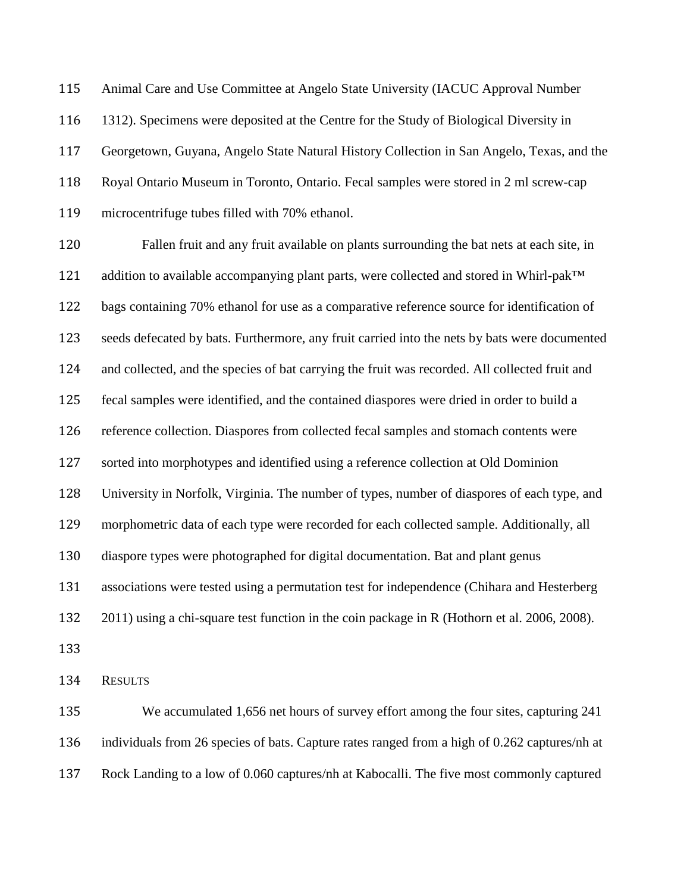Animal Care and Use Committee at Angelo State University (IACUC Approval Number 1312). Specimens were deposited at the Centre for the Study of Biological Diversity in Georgetown, Guyana, Angelo State Natural History Collection in San Angelo, Texas, and the Royal Ontario Museum in Toronto, Ontario. Fecal samples were stored in 2 ml screw-cap microcentrifuge tubes filled with 70% ethanol.

Fallen fruit and any fruit available on plants surrounding the bat nets at each site, in addition to available accompanying plant parts, were collected and stored in Whirl-pak™ bags containing 70% ethanol for use as a comparative reference source for identification of seeds defecated by bats. Furthermore, any fruit carried into the nets by bats were documented and collected, and the species of bat carrying the fruit was recorded. All collected fruit and fecal samples were identified, and the contained diaspores were dried in order to build a reference collection. Diaspores from collected fecal samples and stomach contents were sorted into morphotypes and identified using a reference collection at Old Dominion University in Norfolk, Virginia. The number of types, number of diaspores of each type, and morphometric data of each type were recorded for each collected sample. Additionally, all diaspore types were photographed for digital documentation. Bat and plant genus associations were tested using a permutation test for independence (Chihara and Hesterberg 2011) using a chi-square test function in the coin package in R (Hothorn et al. 2006, 2008).

## RESULTS

We accumulated 1,656 net hours of survey effort among the four sites, capturing 241 individuals from 26 species of bats. Capture rates ranged from a high of 0.262 captures/nh at Rock Landing to a low of 0.060 captures/nh at Kabocalli. The five most commonly captured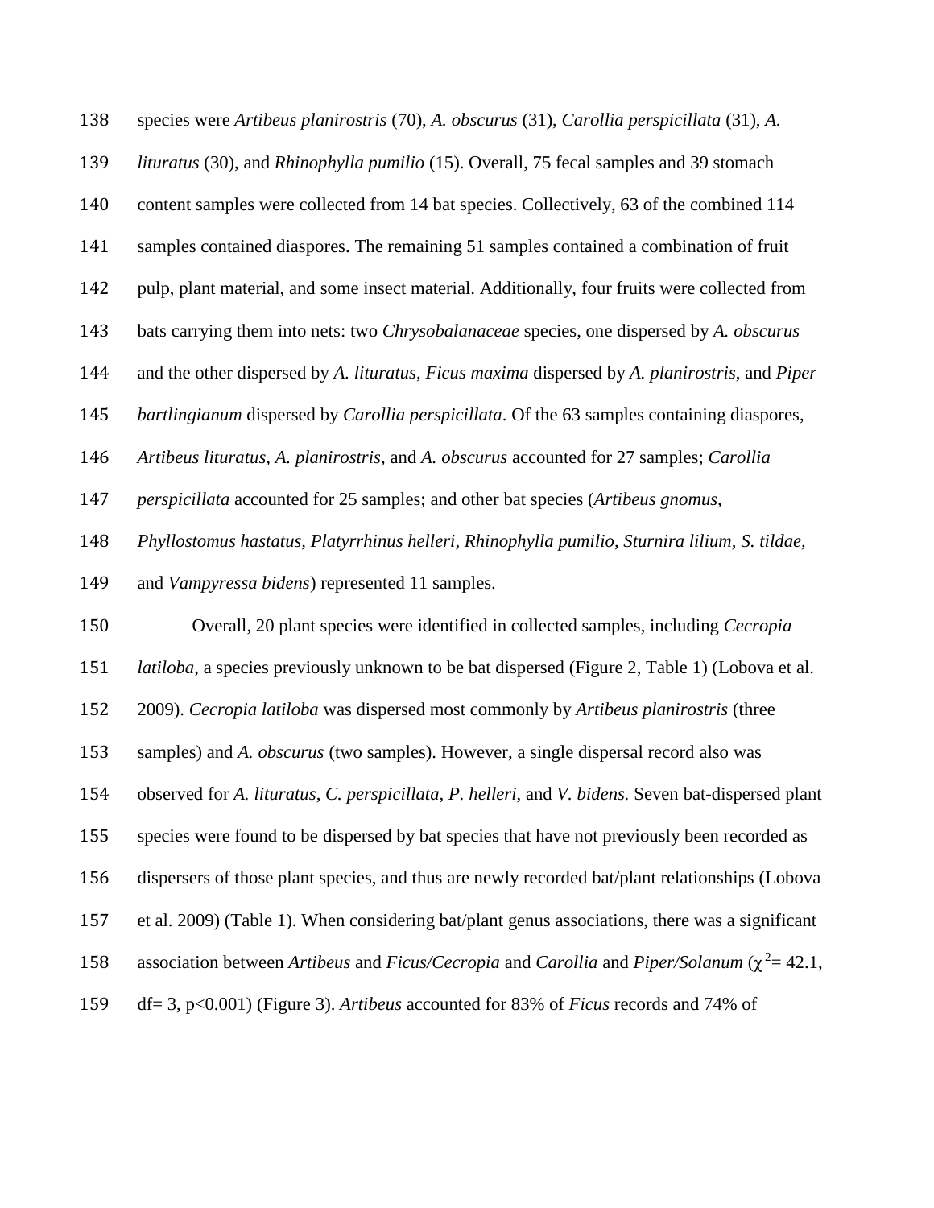species were *Artibeus planirostris* (70), *A. obscurus* (31), *Carollia perspicillata* (31), *A. lituratus* (30), and *Rhinophylla pumilio* (15). Overall, 75 fecal samples and 39 stomach content samples were collected from 14 bat species. Collectively, 63 of the combined 114 samples contained diaspores. The remaining 51 samples contained a combination of fruit pulp, plant material, and some insect material. Additionally, four fruits were collected from bats carrying them into nets: two *Chrysobalanaceae* species, one dispersed by *A. obscurus* and the other dispersed by *A. lituratus*, *Ficus maxima* dispersed by *A. planirostris*, and *Piper bartlingianum* dispersed by *Carollia perspicillata*. Of the 63 samples containing diaspores, *Artibeus lituratus, A. planirostris,* and *A. obscurus* accounted for 27 samples; *Carollia perspicillata* accounted for 25 samples; and other bat species (*Artibeus gnomus, Phyllostomus hastatus, Platyrrhinus helleri, Rhinophylla pumilio, Sturnira lilium, S. tildae,* and *Vampyressa bidens*) represented 11 samples.

Overall, 20 plant species were identified in collected samples, including *Cecropia latiloba*, a species previously unknown to be bat dispersed (Figure 2, Table 1) (Lobova et al. 2009). *Cecropia latiloba* was dispersed most commonly by *Artibeus planirostris* (three samples) and *A. obscurus* (two samples). However, a single dispersal record also was observed for *A. lituratus*, *C. perspicillata*, *P. helleri*, and *V. bidens.* Seven bat-dispersed plant species were found to be dispersed by bat species that have not previously been recorded as dispersers of those plant species, and thus are newly recorded bat/plant relationships (Lobova et al. 2009) (Table 1). When considering bat/plant genus associations, there was a significant association between *Artibeus* and *Ficus/Cecropia* and *Carollia* and *Piper/Solanum* ($\chi^2 = 42.1$, df= 3, $p<0.001$) (Figure 3). *Artibeus* accounted for 83% of *Ficus* records and 74% of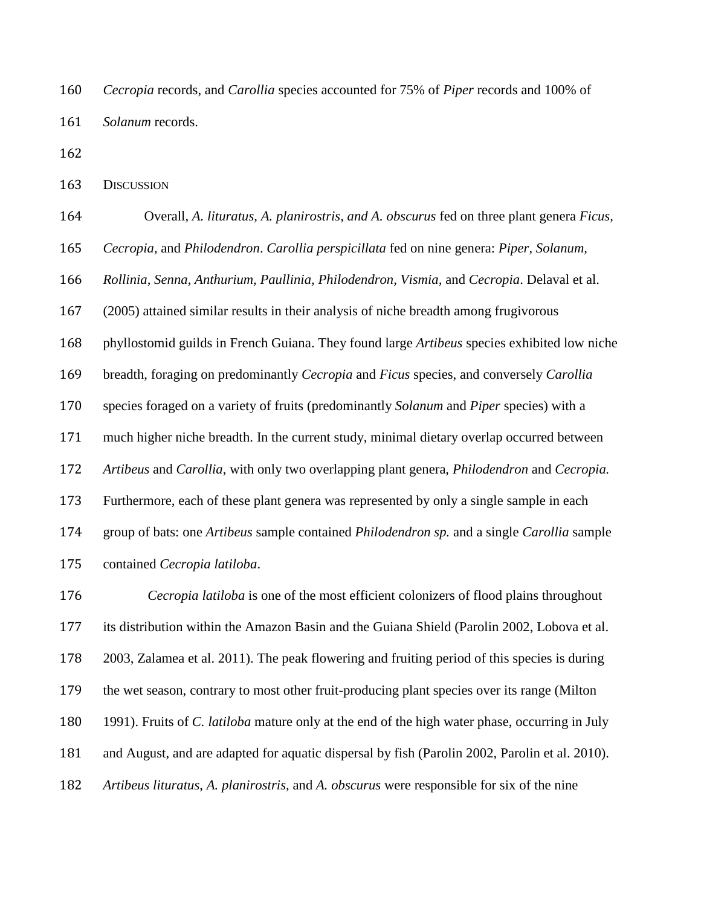*Cecropia* records, and *Carollia* species accounted for 75% of *Piper* records and 100% of *Solanum* records.

## Discussion

Overall, *A. lituratus, A. planirostris, and A. obscurus* fed on three plant genera *Ficus, Cecropia,* and *Philodendron*. *Carollia perspicillata* fed on nine genera: *Piper, Solanum, Rollinia, Senna, Anthurium, Paullinia, Philodendron, Vismia,* and *Cecropia*. Delaval et al. (2005) attained similar results in their analysis of niche breadth among frugivorous phyllostomid guilds in French Guiana. They found large *Artibeus* species exhibited low niche breadth, foraging on predominantly *Cecropia* and *Ficus* species, and conversely *Carollia* species foraged on a variety of fruits (predominantly *Solanum* and *Piper* species) with a much higher niche breadth. In the current study, minimal dietary overlap occurred between *Artibeus* and *Carollia*, with only two overlapping plant genera, *Philodendron* and *Cecropia.* Furthermore, each of these plant genera was represented by only a single sample in each group of bats: one *Artibeus* sample contained *Philodendron sp.* and a single *Carollia* sample contained *Cecropia latiloba*.

*Cecropia latiloba* is one of the most efficient colonizers of flood plains throughout its distribution within the Amazon Basin and the Guiana Shield (Parolin 2002, Lobova et al. 2003, Zalamea et al. 2011). The peak flowering and fruiting period of this species is during the wet season, contrary to most other fruit-producing plant species over its range (Milton 1991). Fruits of *C. latiloba* mature only at the end of the high water phase, occurring in July and August, and are adapted for aquatic dispersal by fish (Parolin 2002, Parolin et al. 2010). *Artibeus lituratus*, *A. planirostris,* and *A. obscurus* were responsible for six of the nine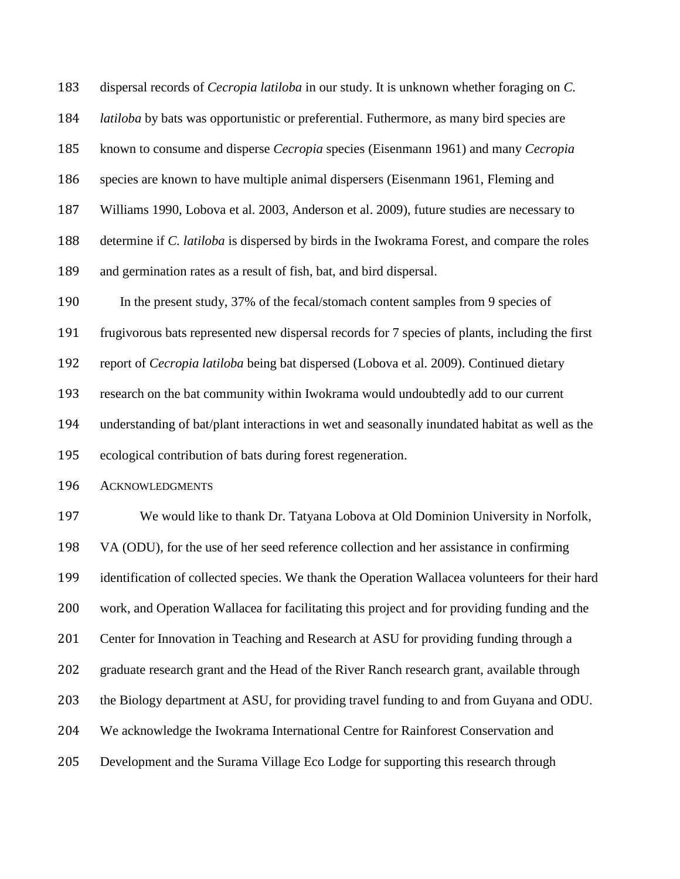dispersal records of *Cecropia latiloba* in our study. It is unknown whether foraging on *C. latiloba* by bats was opportunistic or preferential. Futhermore, as many bird species are known to consume and disperse *Cecropia* species (Eisenmann 1961) and many *Cecropia* species are known to have multiple animal dispersers (Eisenmann 1961, Fleming and Williams 1990, Lobova et al. 2003, Anderson et al. 2009), future studies are necessary to determine if *C. latiloba* is dispersed by birds in the Iwokrama Forest, and compare the roles and germination rates as a result of fish, bat, and bird dispersal.

In the present study, 37% of the fecal/stomach content samples from 9 species of frugivorous bats represented new dispersal records for 7 species of plants, including the first report of *Cecropia latiloba* being bat dispersed (Lobova et al. 2009). Continued dietary research on the bat community within Iwokrama would undoubtedly add to our current understanding of bat/plant interactions in wet and seasonally inundated habitat as well as the ecological contribution of bats during forest regeneration.

## ACKNOWLEDGMENTS

We would like to thank Dr. Tatyana Lobova at Old Dominion University in Norfolk, VA (ODU), for the use of her seed reference collection and her assistance in confirming identification of collected species. We thank the Operation Wallacea volunteers for their hard work, and Operation Wallacea for facilitating this project and for providing funding and the Center for Innovation in Teaching and Research at ASU for providing funding through a graduate research grant and the Head of the River Ranch research grant, available through the Biology department at ASU, for providing travel funding to and from Guyana and ODU. We acknowledge the Iwokrama International Centre for Rainforest Conservation and Development and the Surama Village Eco Lodge for supporting this research through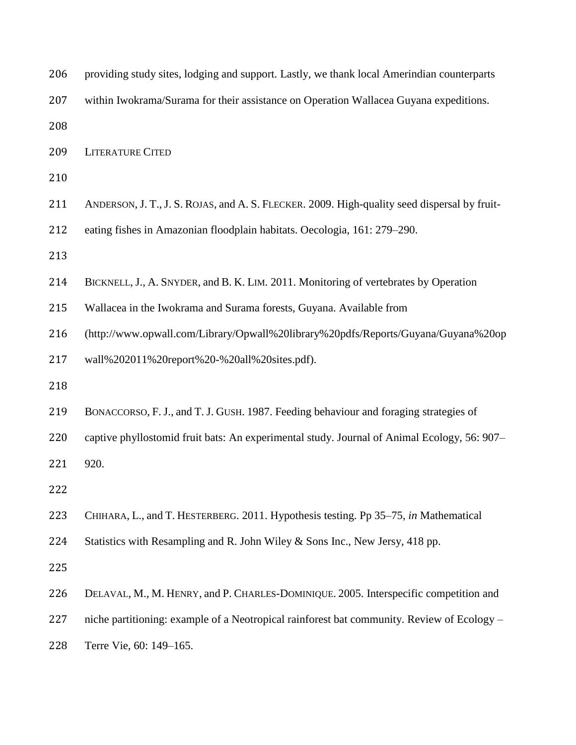providing study sites, lodging and support. Lastly, we thank local Amerindian counterparts within Iwokrama/Surama for their assistance on Operation Wallacea Guyana expeditions.

## LITERATURE CITED

ANDERSON, J. T., J. S. ROJAS, and A. S. FLECKER. 2009. High-quality seed dispersal by fruit-eating fishes in Amazonian floodplain habitats. Oecologia, 161: 279–290.

BICKNELL, J., A. SNYDER, and B. K. LIM. 2011. Monitoring of vertebrates by Operation Wallacea in the Iwokrama and Surama forests, Guyana. Available from (http://www.opwall.com/Library/Opwall%20library%20pdfs/Reports/Guyana/Guyana%20opwall%202011%20report%20-%20all%20sites.pdf).

BONACCORSO, F. J., and T. J. GUSH. 1987. Feeding behaviour and foraging strategies of captive phyllostomid fruit bats: An experimental study. Journal of Animal Ecology, 56: 907–920.

CHIHARA, L., and T. HESTERBERG. 2011. Hypothesis testing. Pp 35–75, *in* Mathematical Statistics with Resampling and R. John Wiley & Sons Inc., New Jersy, 418 pp.

DELAVAL, M., M. HENRY, and P. CHARLES-DOMINIQUE. 2005. Interspecific competition and niche partitioning: example of a Neotropical rainforest bat community. Review of Ecology – Terre Vie, 60: 149–165.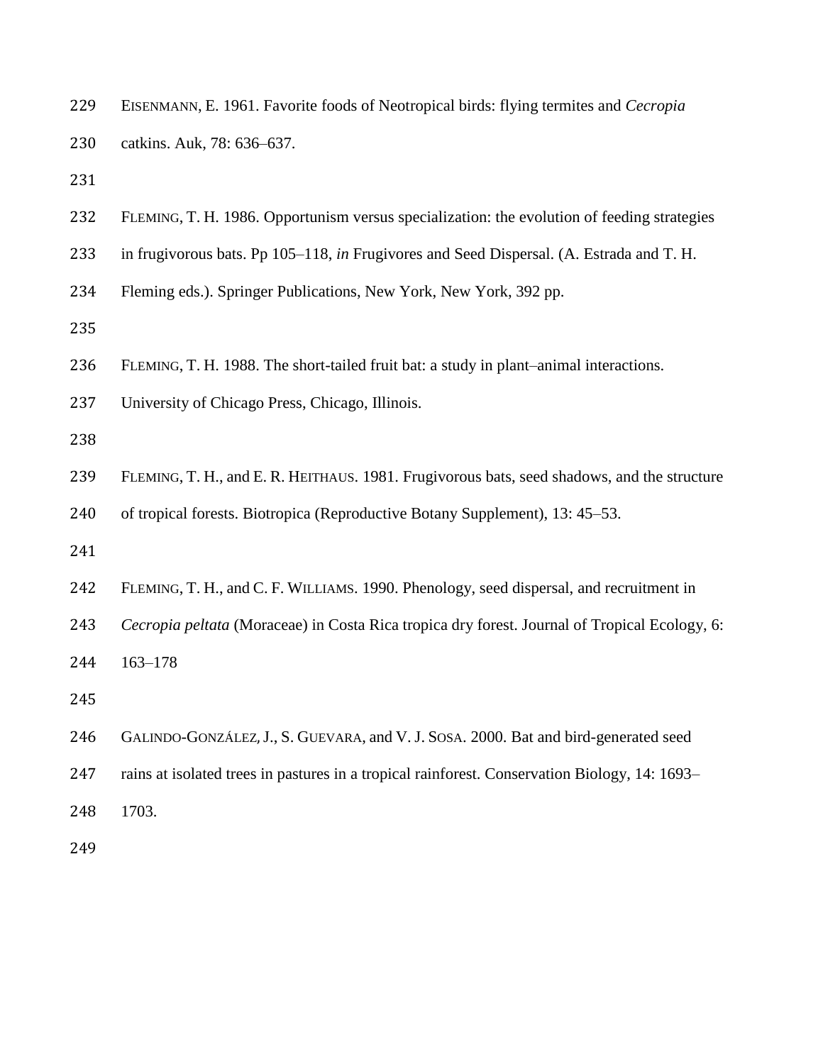EISENMANN, E. 1961. Favorite foods of Neotropical birds: flying termites and *Cecropia* catkins. Auk, 78: 636–637.

FLEMING, T. H. 1986. Opportunism versus specialization: the evolution of feeding strategies in frugivorous bats. Pp 105–118, *in* Frugivores and Seed Dispersal. (A. Estrada and T. H. Fleming eds.). Springer Publications, New York, New York, 392 pp.

FLEMING, T. H. 1988. The short-tailed fruit bat: a study in plant–animal interactions. University of Chicago Press, Chicago, Illinois.

FLEMING, T. H., and E. R. HEITHAUS. 1981. Frugivorous bats, seed shadows, and the structure of tropical forests. Biotropica (Reproductive Botany Supplement), 13: 45–53.

FLEMING, T. H., and C. F. WILLIAMS. 1990. Phenology, seed dispersal, and recruitment in *Cecropia peltata* (Moraceae) in Costa Rica tropica dry forest. Journal of Tropical Ecology, 6: 163–178

GALINDO-GONZÁLEZ, J., S. GUEVARA, and V. J. SOSA. 2000. Bat and bird-generated seed rains at isolated trees in pastures in a tropical rainforest. Conservation Biology, 14: 1693–1703.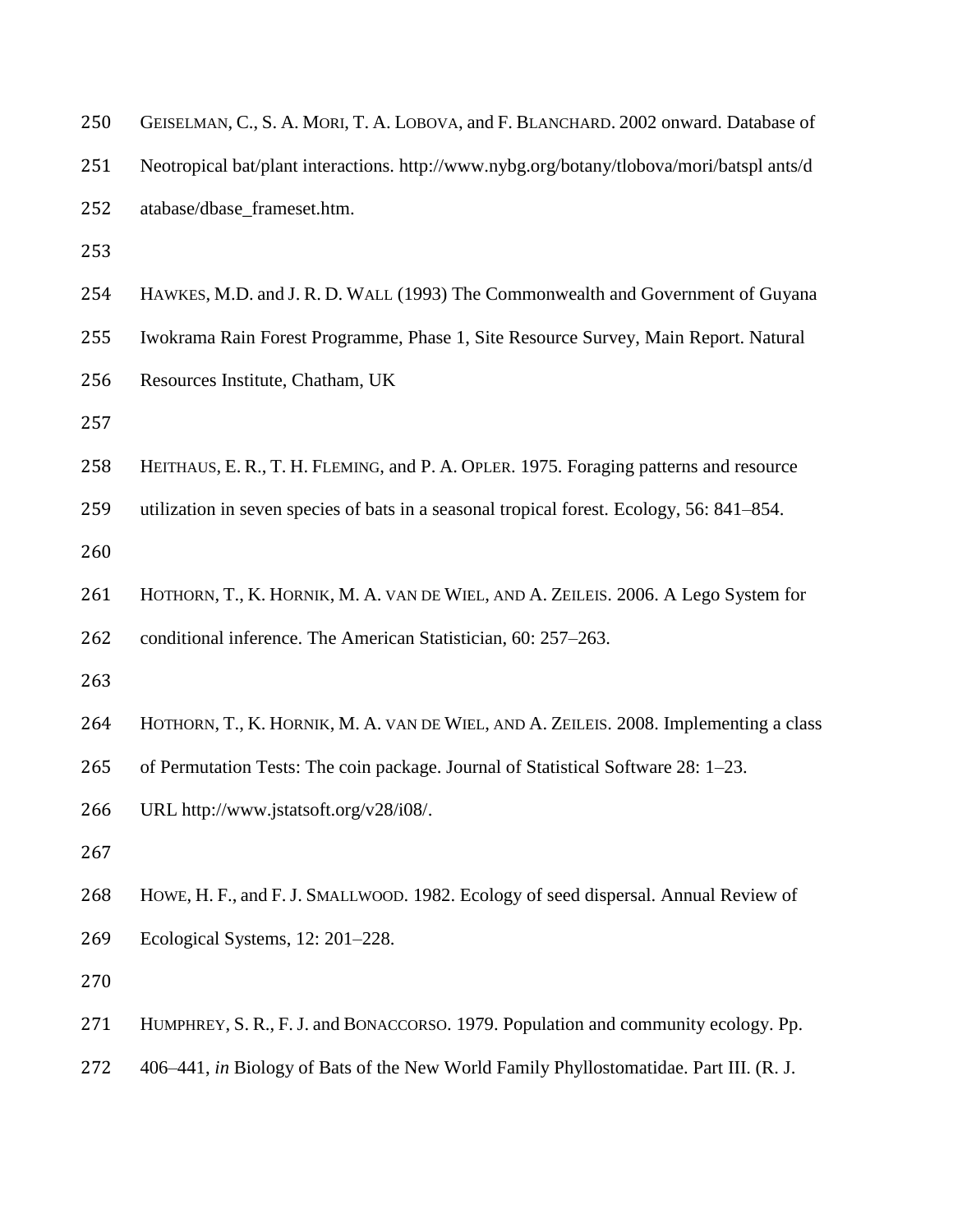GEISELMAN, C., S. A. MORI, T. A. LOBOVA, and F. BLANCHARD. 2002 onward. Database of Neotropical bat/plant interactions. http://www.nybg.org/botany/tlobova/mori/batspl ants/d atabase/dbase_frameset.htm.

HAWKES, M.D. and J. R. D. WALL (1993) The Commonwealth and Government of Guyana Iwokrama Rain Forest Programme, Phase 1, Site Resource Survey, Main Report. Natural Resources Institute, Chatham, UK

HEITHAUS, E. R., T. H. FLEMING, and P. A. OPLER. 1975. Foraging patterns and resource utilization in seven species of bats in a seasonal tropical forest. Ecology, 56: 841–854.

HOTHORN, T., K. HORNIK, M. A. VAN DE WIEL, AND A. ZEILEIS. 2006. A Lego System for conditional inference. The American Statistician, 60: 257–263.

HOTHORN, T., K. HORNIK, M. A. VAN DE WIEL, AND A. ZEILEIS. 2008. Implementing a class of Permutation Tests: The coin package. Journal of Statistical Software 28: 1–23. URL http://www.jstatsoft.org/v28/i08/.

HOWE, H. F., and F. J. SMALLWOOD. 1982. Ecology of seed dispersal. Annual Review of Ecological Systems, 12: 201–228.

HUMPHREY, S. R., F. J. and BONACCORSO. 1979. Population and community ecology. Pp. 406–441, *in* Biology of Bats of the New World Family Phyllostomatidae. Part III. (R. J.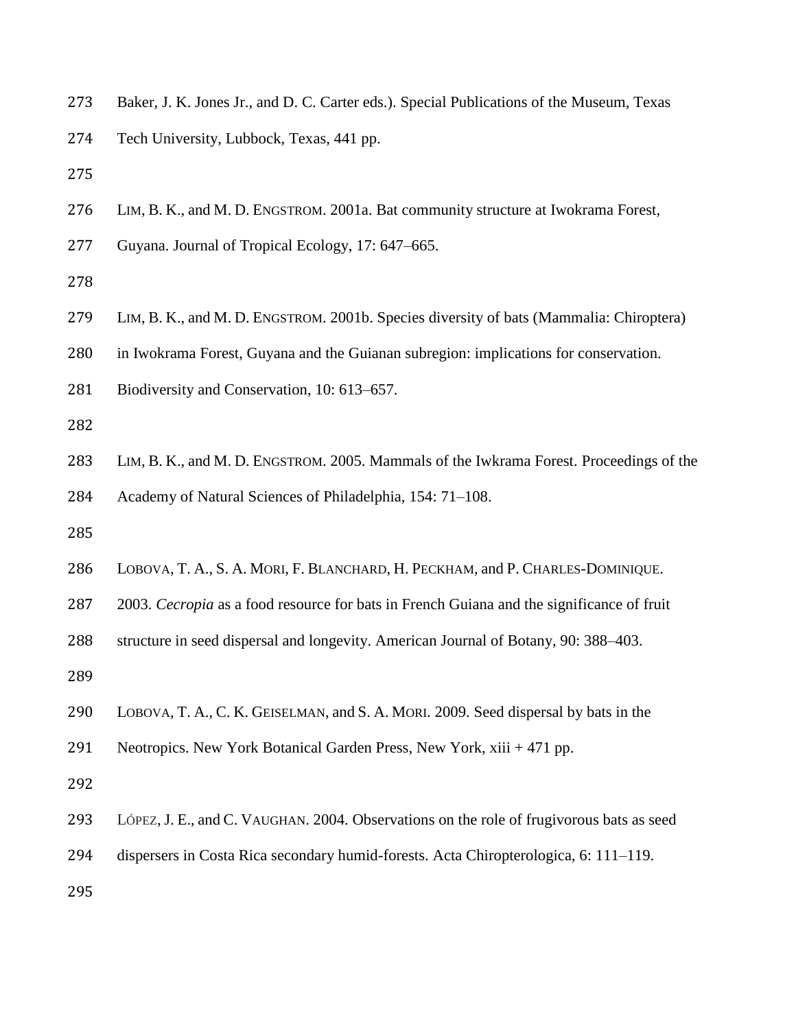Baker, J. K. Jones Jr., and D. C. Carter eds.). Special Publications of the Museum, Texas Tech University, Lubbock, Texas, 441 pp.

LIM, B. K., and M. D. ENGSTROM. 2001a. Bat community structure at Iwokrama Forest, Guyana. Journal of Tropical Ecology, 17: 647–665.

LIM, B. K., and M. D. ENGSTROM. 2001b. Species diversity of bats (Mammalia: Chiroptera) in Iwokrama Forest, Guyana and the Guianan subregion: implications for conservation. Biodiversity and Conservation, 10: 613–657.

LIM, B. K., and M. D. ENGSTROM. 2005. Mammals of the Iwkrama Forest. Proceedings of the Academy of Natural Sciences of Philadelphia, 154: 71–108.

LOBOVA, T. A., S. A. MORI, F. BLANCHARD, H. PECKHAM, and P. CHARLES-DOMINIQUE. 2003. *Cecropia* as a food resource for bats in French Guiana and the significance of fruit structure in seed dispersal and longevity. American Journal of Botany, 90: 388–403.

LOBOVA, T. A., C. K. GEISELMAN, and S. A. MORI. 2009. Seed dispersal by bats in the Neotropics. New York Botanical Garden Press, New York, xiii + 471 pp.

LÓPEZ, J. E., and C. VAUGHAN. 2004. Observations on the role of frugivorous bats as seed dispersers in Costa Rica secondary humid-forests. Acta Chiropterologica, 6: 111–119.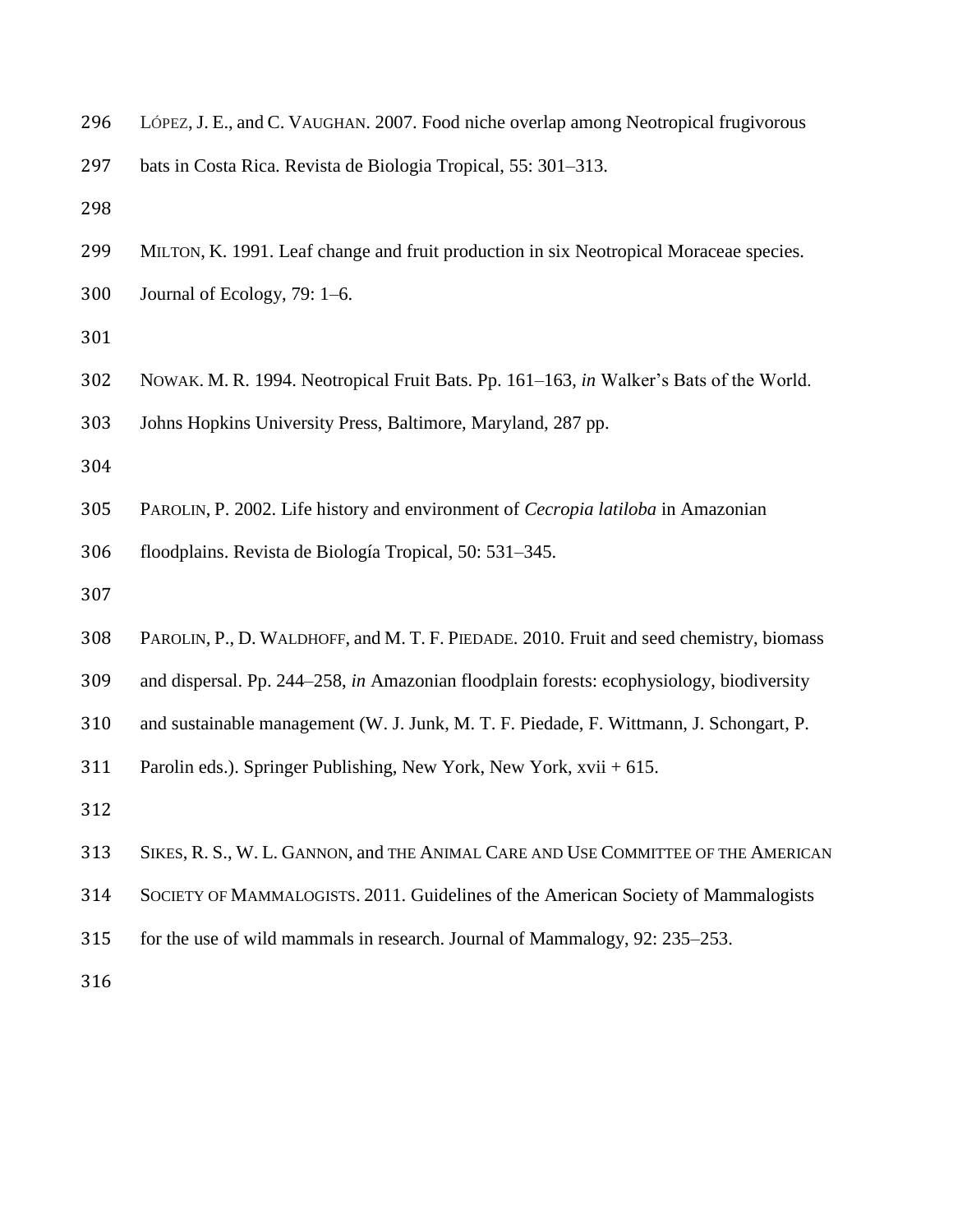LÓPEZ, J. E., and C. VAUGHAN. 2007. Food niche overlap among Neotropical frugivorous bats in Costa Rica. Revista de Biologia Tropical, 55: 301–313.

MILTON, K. 1991. Leaf change and fruit production in six Neotropical Moraceae species. Journal of Ecology, 79: 1–6.

NOWAK. M. R. 1994. Neotropical Fruit Bats. Pp. 161–163, *in* Walker's Bats of the World. Johns Hopkins University Press, Baltimore, Maryland, 287 pp.

PAROLIN, P. 2002. Life history and environment of *Cecropia latiloba* in Amazonian floodplains. Revista de Biología Tropical, 50: 531–345.

PAROLIN, P., D. WALDHOFF, and M. T. F. PIEDADE. 2010. Fruit and seed chemistry, biomass and dispersal. Pp. 244–258, *in* Amazonian floodplain forests: ecophysiology, biodiversity and sustainable management (W. J. Junk, M. T. F. Piedade, F. Wittmann, J. Schongart, P. Parolin eds.). Springer Publishing, New York, New York, xvii + 615.

SIKES, R. S., W. L. GANNON, and THE ANIMAL CARE AND USE COMMITTEE OF THE AMERICAN SOCIETY OF MAMMALOGISTS. 2011. Guidelines of the American Society of Mammalogists for the use of wild mammals in research. Journal of Mammalogy, 92: 235–253.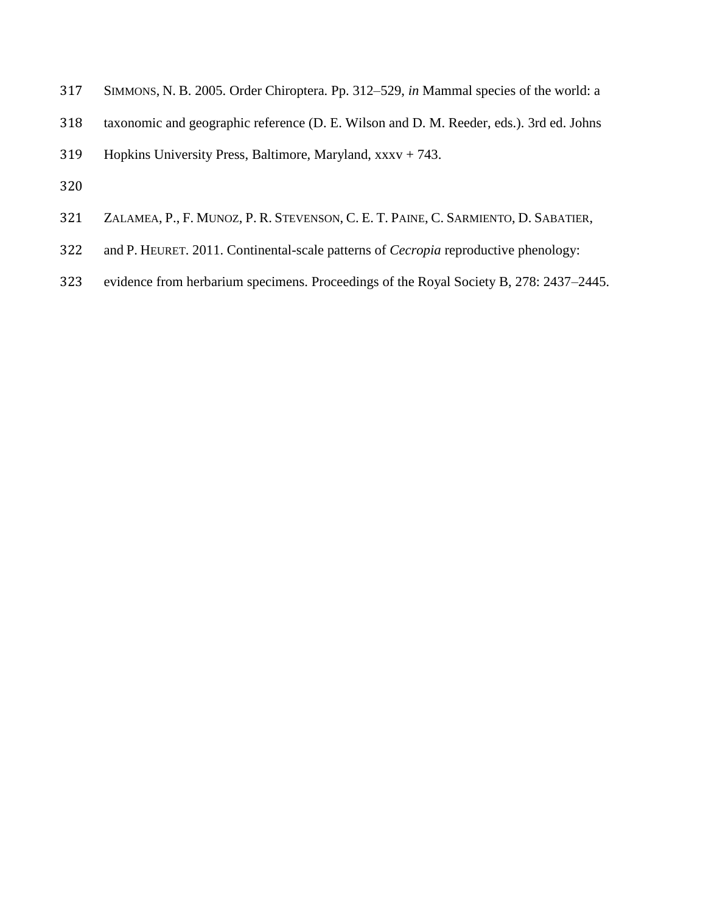SIMMONS, N. B. 2005. Order Chiroptera. Pp. 312–529, *in* Mammal species of the world: a taxonomic and geographic reference (D. E. Wilson and D. M. Reeder, eds.). 3rd ed. Johns Hopkins University Press, Baltimore, Maryland, xxxv + 743.

ZALAMEA, P., F. MUNOZ, P. R. STEVENSON, C. E. T. PAINE, C. SARMIENTO, D. SABATIER, and P. HEURET. 2011. Continental-scale patterns of *Cecropia* reproductive phenology: evidence from herbarium specimens. Proceedings of the Royal Society B, 278: 2437–2445.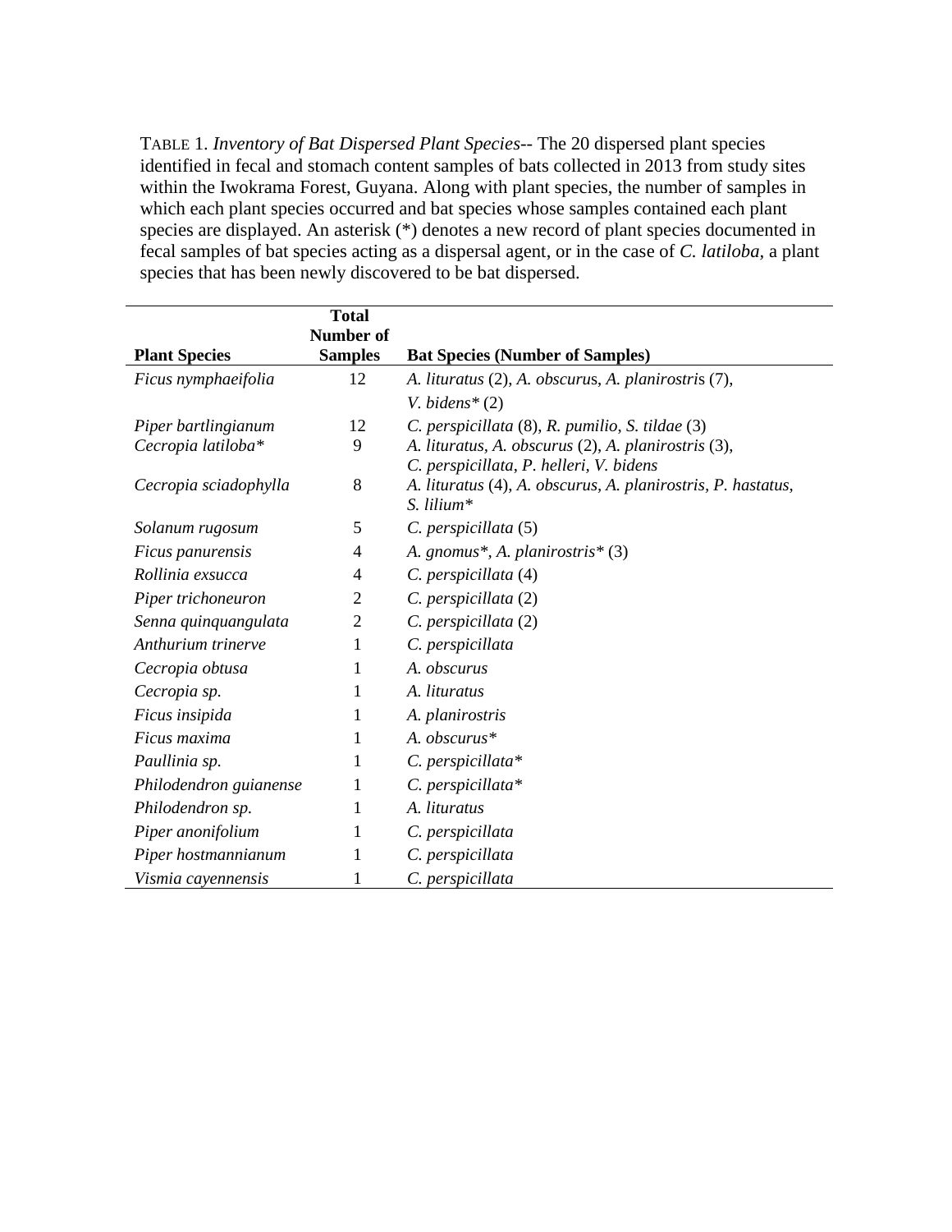TABLE 1. *Inventory of Bat Dispersed Plant Species*-- The 20 dispersed plant species identified in fecal and stomach content samples of bats collected in 2013 from study sites within the Iwokrama Forest, Guyana. Along with plant species, the number of samples in which each plant species occurred and bat species whose samples contained each plant species are displayed. An asterisk (*) denotes a new record of plant species documented in fecal samples of bat species acting as a dispersal agent, or in the case of *C. latiloba,* a plant species that has been newly discovered to be bat dispersed.

| Plant Species | Total Number of Samples | Bat Species (Number of Samples) |
|---|---|---|
| *Ficus nymphaeifolia* | 12 | *A. lituratus* (2), *A. obscurus*, *A. planirostris* (7), *V. bidens** (2) |
| *Piper bartlingianum* | 12 | *C. perspicillata* (8), *R. pumilio*, *S. tildae* (3) |
| *Cecropia latiloba** | 9 | *A. lituratus*, *A. obscurus* (2), *A. planirostris* (3), *C. perspicillata*, *P. helleri*, *V. bidens* |
| *Cecropia sciadophylla* | 8 | *A. lituratus* (4), *A. obscurus*, *A. planirostris*, *P. hastatus*, *S. lilium** |
| *Solanum rugosum* | 5 | *C. perspicillata* (5) |
| *Ficus panurensis* | 4 | *A. gnomus**, *A. planirostris** (3) |
| *Rollinia exsucca* | 4 | *C. perspicillata* (4) |
| *Piper trichoneuron* | 2 | *C. perspicillata* (2) |
| *Senna quinquangulata* | 2 | *C. perspicillata* (2) |
| *Anthurium trinerve* | 1 | *C. perspicillata* |
| *Cecropia obtusa* | 1 | *A. obscurus* |
| *Cecropia sp.* | 1 | *A. lituratus* |
| *Ficus insipida* | 1 | *A. planirostris* |
| *Ficus maxima* | 1 | *A. obscurus** |
| *Paullinia sp.* | 1 | *C. perspicillata** |
| *Philodendron guianense* | 1 | *C. perspicillata** |
| *Philodendron sp.* | 1 | *A. lituratus* |
| *Piper anonifolium* | 1 | *C. perspicillata* |
| *Piper hostmannianum* | 1 | *C. perspicillata* |
| *Vismia cayennensis* | 1 | *C. perspicillata* |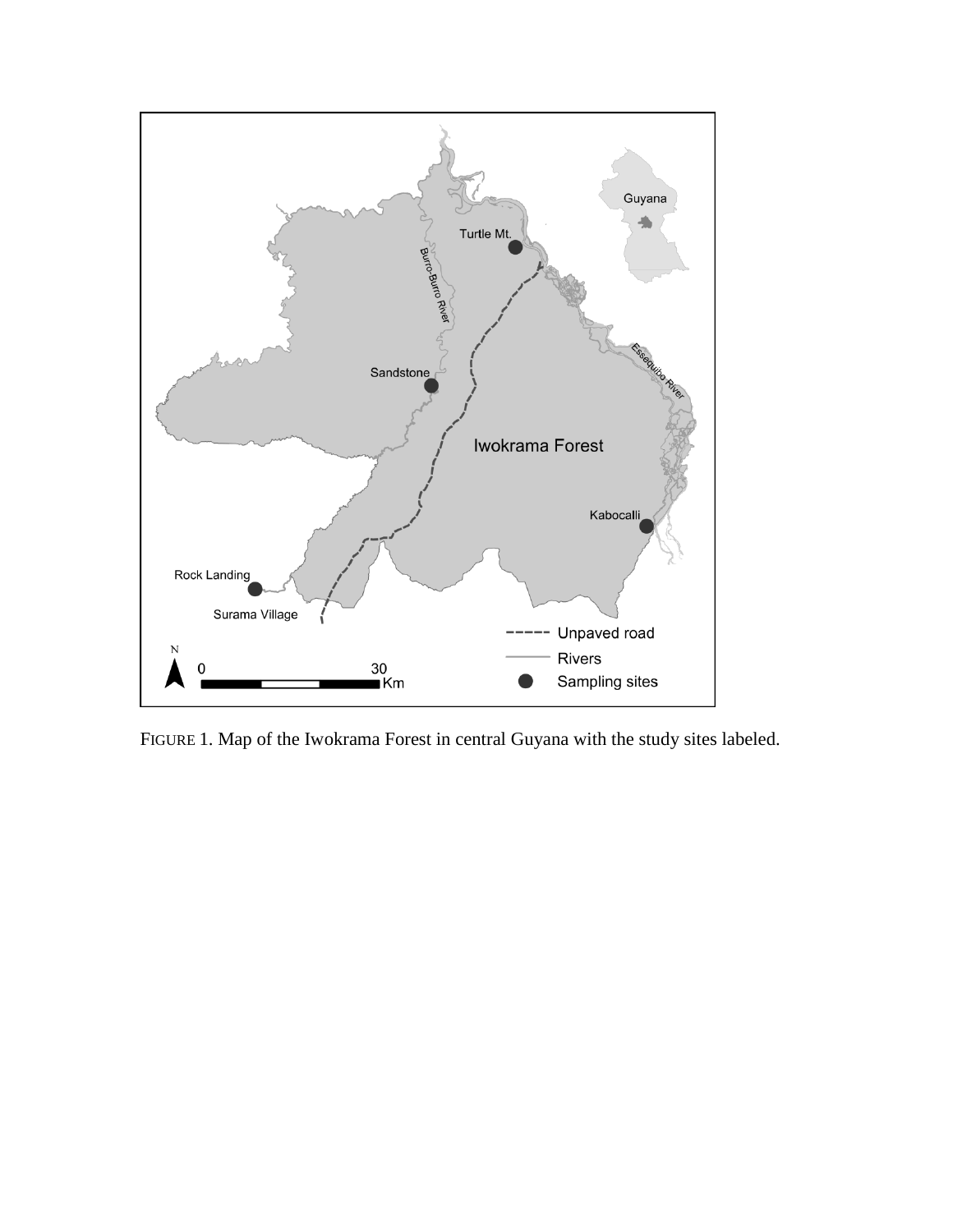FIGURE 1. Map of the Iwokrama Forest in central Guyana with the study sites labeled.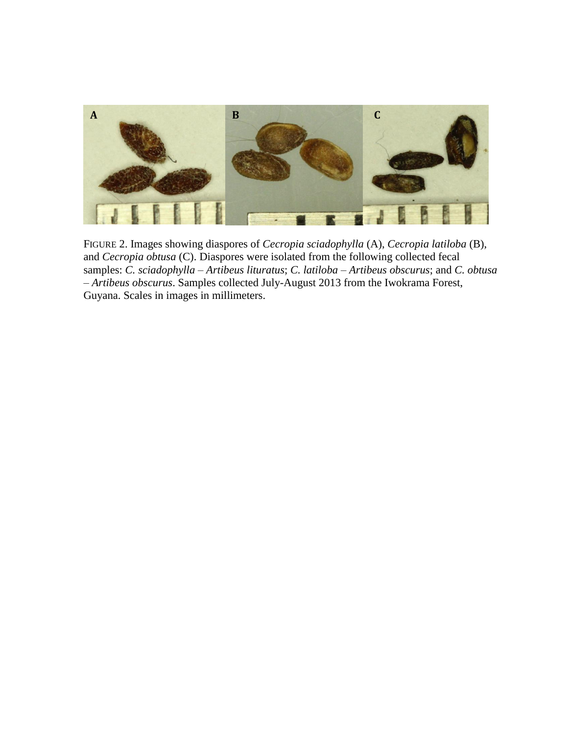FIGURE 2. Images showing diaspores of *Cecropia sciadophylla* (A), *Cecropia latiloba* (B), and *Cecropia obtusa* (C). Diaspores were isolated from the following collected fecal samples: *C. sciadophylla* – *Artibeus lituratus*; *C. latiloba* – *Artibeus obscurus*; and *C. obtusa* – *Artibeus obscurus*. Samples collected July-August 2013 from the Iwokrama Forest, Guyana. Scales in images in millimeters.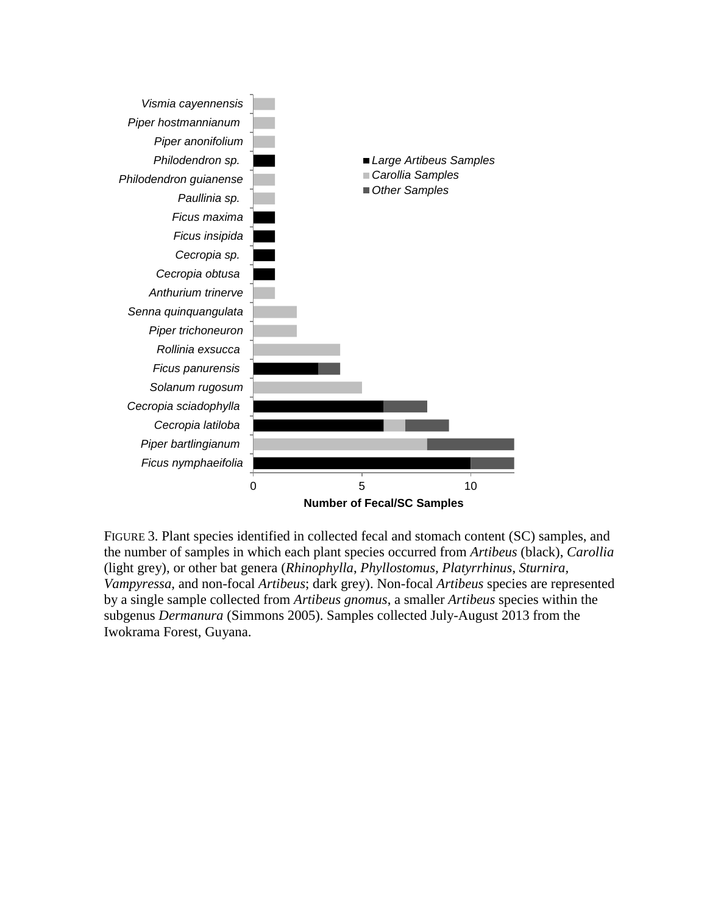Vismia cayennensis
Piper hostmannianum
Piper anonifolium
Philodendron sp.
Philodendron guianense
Paullinia sp.
Ficus maxima
Ficus insipida
Cecropia sp.
Cecropia obtusa
Anthurium trinerve
Senna quinquangulata
Piper trichoneuron
Rollinia exsucca
Ficus panurensis
Solanum rugosum
Cecropia sciadophylla
Cecropia latiloba
Piper bartlingianum
Ficus nymphaeifolia

Large Artibeus Samples
Carollia Samples
Other Samples

0
5
10

Number of Fecal/SC Samples

FIGURE 3. Plant species identified in collected fecal and stomach content (SC) samples, and the number of samples in which each plant species occurred from *Artibeus* (black), *Carollia* (light grey), or other bat genera (*Rhinophylla*, *Phyllostomus*, *Platyrrhinus*, *Sturnira*, *Vampyressa*, and non-focal *Artibeus*; dark grey). Non-focal *Artibeus* species are represented by a single sample collected from *Artibeus gnomus*, a smaller *Artibeus* species within the subgenus *Dermanura* (Simmons 2005). Samples collected July-August 2013 from the Iwokrama Forest, Guyana.